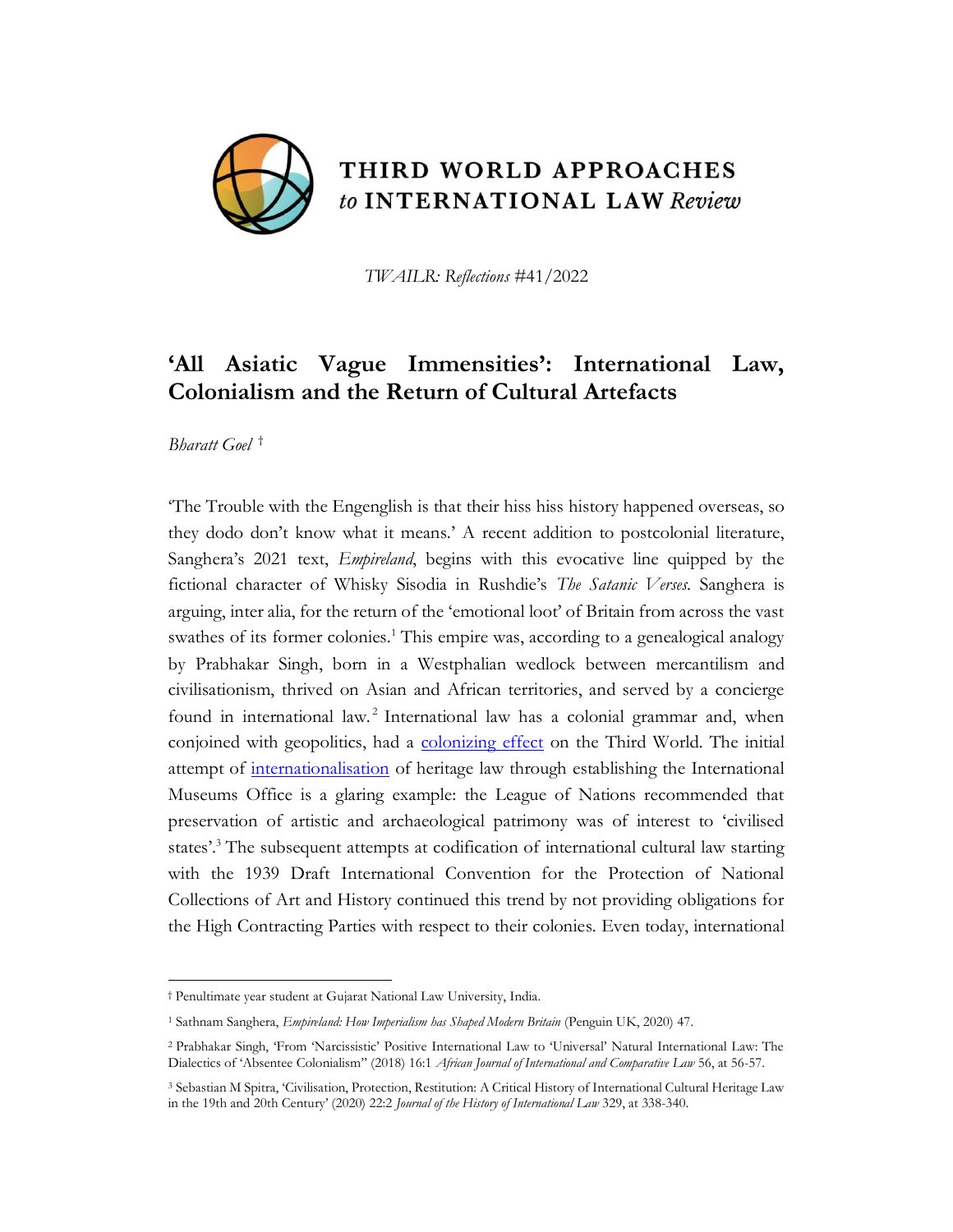THIRD WORLD APPROACHES *to* INTERNATIONAL LAW *Review*

*TWAILR: Reflections* #41/2022

# 'All Asiatic Vague Immensities': International Law, Colonialism and the Return of Cultural Artefacts

*Bharatt Goel* †

'The Trouble with the Engenglish is that their hiss hiss history happened overseas, so they dodo don't know what it means.' A recent addition to postcolonial literature, Sanghera's 2021 text, *Empireland*, begins with this evocative line quipped by the fictional character of Whisky Sisodia in Rushdie's *The Satanic Verses*. Sanghera is arguing, inter alia, for the return of the 'emotional loot' of Britain from across the vast swathes of its former colonies.[1] This empire was, according to a genealogical analogy by Prabhakar Singh, born in a Westphalian wedlock between mercantilism and civilisationism, thrived on Asian and African territories, and served by a concierge found in international law.[2] International law has a colonial grammar and, when conjoined with geopolitics, had a colonizing effect on the Third World. The initial attempt of internationalisation of heritage law through establishing the International Museums Office is a glaring example: the League of Nations recommended that preservation of artistic and archaeological patrimony was of interest to 'civilised states'.[3] The subsequent attempts at codification of international cultural law starting with the 1939 Draft International Convention for the Protection of National Collections of Art and History continued this trend by not providing obligations for the High Contracting Parties with respect to their colonies. Even today, international

---

† Penultimate year student at Gujarat National Law University, India.

[1] Sathnam Sanghera, *Empireland: How Imperialism has Shaped Modern Britain* (Penguin UK, 2020) 47.

[2] Prabhakar Singh, 'From 'Narcissistic' Positive International Law to 'Universal' Natural International Law: The Dialectics of 'Absentee Colonialism'' (2018) 16:1 *African Journal of International and Comparative Law* 56, at 56-57.

[3] Sebastian M Spitra, 'Civilisation, Protection, Restitution: A Critical History of International Cultural Heritage Law in the 19th and 20th Century' (2020) 22:2 *Journal of the History of International Law* 329, at 338-340.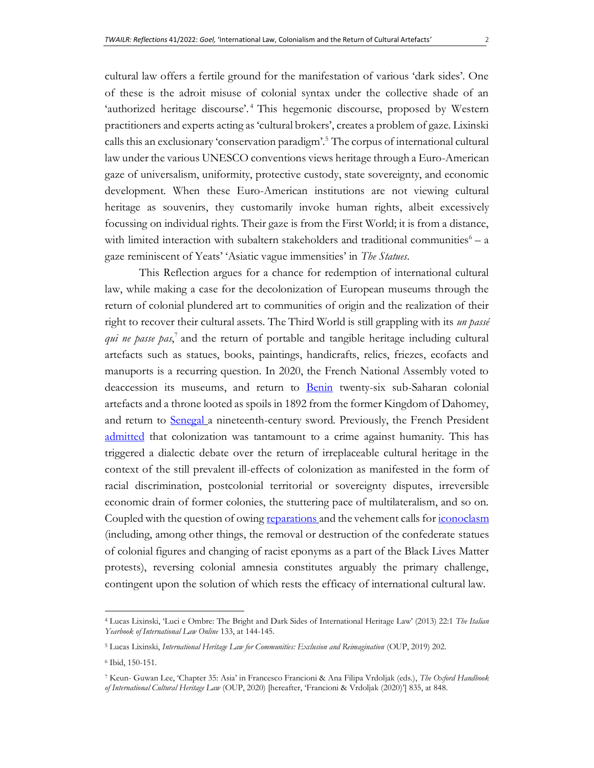cultural law offers a fertile ground for the manifestation of various 'dark sides'. One of these is the adroit misuse of colonial syntax under the collective shade of an 'authorized heritage discourse'.[4] This hegemonic discourse, proposed by Western practitioners and experts acting as 'cultural brokers', creates a problem of gaze. Lixinski calls this an exclusionary 'conservation paradigm'.[5] The corpus of international cultural law under the various UNESCO conventions views heritage through a Euro-American gaze of universalism, uniformity, protective custody, state sovereignty, and economic development. When these Euro-American institutions are not viewing cultural heritage as souvenirs, they customarily invoke human rights, albeit excessively focussing on individual rights. Their gaze is from the First World; it is from a distance, with limited interaction with subaltern stakeholders and traditional communities[6] – a gaze reminiscent of Yeats' 'Asiatic vague immensities' in *The Statues*.

This Reflection argues for a chance for redemption of international cultural law, while making a case for the decolonization of European museums through the return of colonial plundered art to communities of origin and the realization of their right to recover their cultural assets. The Third World is still grappling with its *un passé qui ne passe pas*,[7] and the return of portable and tangible heritage including cultural artefacts such as statues, books, paintings, handicrafts, relics, friezes, ecofacts and manuports is a recurring question. In 2020, the French National Assembly voted to deaccession its museums, and return to Benin twenty-six sub-Saharan colonial artefacts and a throne looted as spoils in 1892 from the former Kingdom of Dahomey, and return to Senegal a nineteenth-century sword. Previously, the French President admitted that colonization was tantamount to a crime against humanity. This has triggered a dialectic debate over the return of irreplaceable cultural heritage in the context of the still prevalent ill-effects of colonization as manifested in the form of racial discrimination, postcolonial territorial or sovereignty disputes, irreversible economic drain of former colonies, the stuttering pace of multilateralism, and so on. Coupled with the question of owing reparations and the vehement calls for iconoclasm (including, among other things, the removal or destruction of the confederate statues of colonial figures and changing of racist eponyms as a part of the Black Lives Matter protests), reversing colonial amnesia constitutes arguably the primary challenge, contingent upon the solution of which rests the efficacy of international cultural law.

---

[4] Lucas Lixinski, 'Luci e Ombre: The Bright and Dark Sides of International Heritage Law' (2013) 22:1 *The Italian Yearbook of International Law Online* 133, at 144-145.

[5] Lucas Lixinski, *International Heritage Law for Communities: Exclusion and Reimagination* (OUP, 2019) 202.

[6] Ibid, 150-151.

[7] Keun- Guwan Lee, 'Chapter 35: Asia' in Francesco Francioni & Ana Filipa Vrdoljak (eds.), *The Oxford Handbook of International Cultural Heritage Law* (OUP, 2020) [hereafter, 'Francioni & Vrdoljak (2020)'] 835, at 848.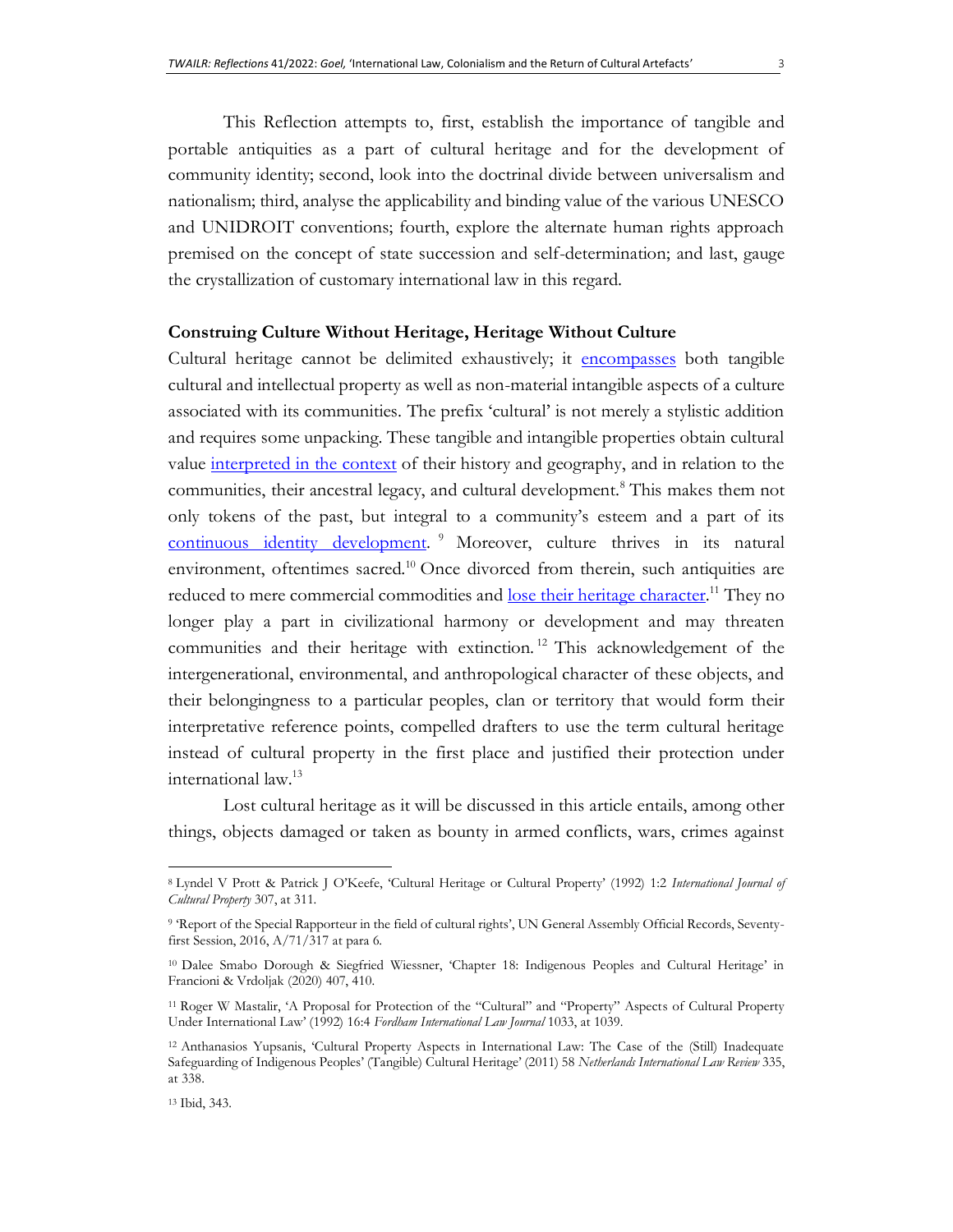This Reflection attempts to, first, establish the importance of tangible and portable antiquities as a part of cultural heritage and for the development of community identity; second, look into the doctrinal divide between universalism and nationalism; third, analyse the applicability and binding value of the various UNESCO and UNIDROIT conventions; fourth, explore the alternate human rights approach premised on the concept of state succession and self-determination; and last, gauge the crystallization of customary international law in this regard.

## Construing Culture Without Heritage, Heritage Without Culture

Cultural heritage cannot be delimited exhaustively; it encompasses both tangible cultural and intellectual property as well as non-material intangible aspects of a culture associated with its communities. The prefix 'cultural' is not merely a stylistic addition and requires some unpacking. These tangible and intangible properties obtain cultural value interpreted in the context of their history and geography, and in relation to the communities, their ancestral legacy, and cultural development.[8] This makes them not only tokens of the past, but integral to a community's esteem and a part of its continuous identity development.[9] Moreover, culture thrives in its natural environment, oftentimes sacred.[10] Once divorced from therein, such antiquities are reduced to mere commercial commodities and lose their heritage character.[11] They no longer play a part in civilizational harmony or development and may threaten communities and their heritage with extinction.[12] This acknowledgement of the intergenerational, environmental, and anthropological character of these objects, and their belongingness to a particular peoples, clan or territory that would form their interpretative reference points, compelled drafters to use the term cultural heritage instead of cultural property in the first place and justified their protection under international law.[13]

Lost cultural heritage as it will be discussed in this article entails, among other things, objects damaged or taken as bounty in armed conflicts, wars, crimes against

---

[8] Lyndel V Prott & Patrick J O'Keefe, 'Cultural Heritage or Cultural Property' (1992) 1:2 *International Journal of Cultural Property* 307, at 311.

[9] 'Report of the Special Rapporteur in the field of cultural rights', UN General Assembly Official Records, Seventy-first Session, 2016, A/71/317 at para 6.

[10] Dalee Smabo Dorough & Siegfried Wiessner, 'Chapter 18: Indigenous Peoples and Cultural Heritage' in Francioni & Vrdoljak (2020) 407, 410.

[11] Roger W Mastalir, 'A Proposal for Protection of the "Cultural" and "Property" Aspects of Cultural Property Under International Law' (1992) 16:4 *Fordham International Law Journal* 1033, at 1039.

[12] Anthanasios Yupsanis, 'Cultural Property Aspects in International Law: The Case of the (Still) Inadequate Safeguarding of Indigenous Peoples' (Tangible) Cultural Heritage' (2011) 58 *Netherlands International Law Review* 335, at 338.

[13] Ibid, 343.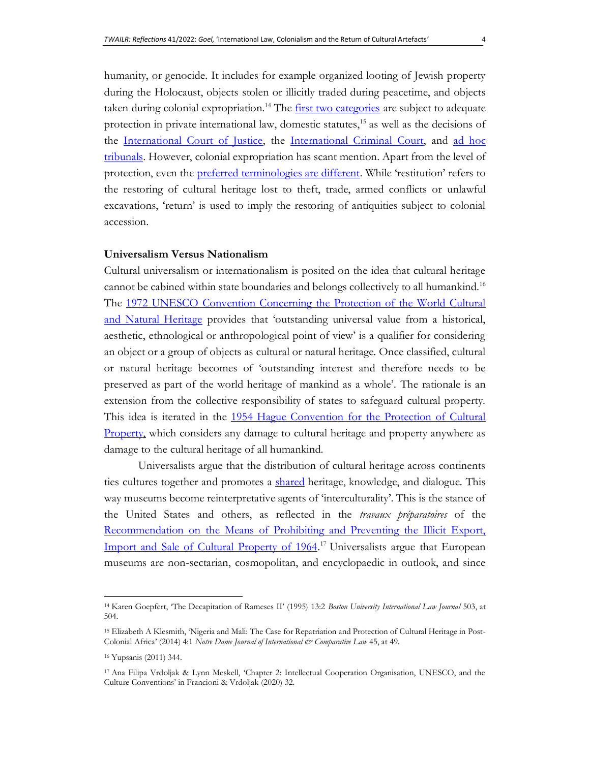humanity, or genocide. It includes for example organized looting of Jewish property during the Holocaust, objects stolen or illicitly traded during peacetime, and objects taken during colonial expropriation.[14] The first two categories are subject to adequate protection in private international law, domestic statutes,[15] as well as the decisions of the International Court of Justice, the International Criminal Court, and ad hoc tribunals. However, colonial expropriation has scant mention. Apart from the level of protection, even the preferred terminologies are different. While 'restitution' refers to the restoring of cultural heritage lost to theft, trade, armed conflicts or unlawful excavations, 'return' is used to imply the restoring of antiquities subject to colonial accession.

**Universalism Versus Nationalism**

Cultural universalism or internationalism is posited on the idea that cultural heritage cannot be cabined within state boundaries and belongs collectively to all humankind.[16] The 1972 UNESCO Convention Concerning the Protection of the World Cultural and Natural Heritage provides that 'outstanding universal value from a historical, aesthetic, ethnological or anthropological point of view' is a qualifier for considering an object or a group of objects as cultural or natural heritage. Once classified, cultural or natural heritage becomes of 'outstanding interest and therefore needs to be preserved as part of the world heritage of mankind as a whole'. The rationale is an extension from the collective responsibility of states to safeguard cultural property. This idea is iterated in the 1954 Hague Convention for the Protection of Cultural Property, which considers any damage to cultural heritage and property anywhere as damage to the cultural heritage of all humankind.

Universalists argue that the distribution of cultural heritage across continents ties cultures together and promotes a shared heritage, knowledge, and dialogue. This way museums become reinterpretative agents of 'interculturality'. This is the stance of the United States and others, as reflected in the *travaux préparatoires* of the Recommendation on the Means of Prohibiting and Preventing the Illicit Export, Import and Sale of Cultural Property of 1964.[17] Universalists argue that European museums are non-sectarian, cosmopolitan, and encyclopaedic in outlook, and since

---

[14] Karen Goepfert, 'The Decapitation of Rameses II' (1995) 13:2 *Boston University International Law Journal* 503, at 504.

[15] Elizabeth A Klesmith, 'Nigeria and Mali: The Case for Repatriation and Protection of Cultural Heritage in Post-Colonial Africa' (2014) 4:1 *Notre Dame Journal of International & Comparative Law* 45, at 49.

[16] Yupsanis (2011) 344.

[17] Ana Filipa Vrdoljak & Lynn Meskell, 'Chapter 2: Intellectual Cooperation Organisation, UNESCO, and the Culture Conventions' in Francioni & Vrdoljak (2020) 32.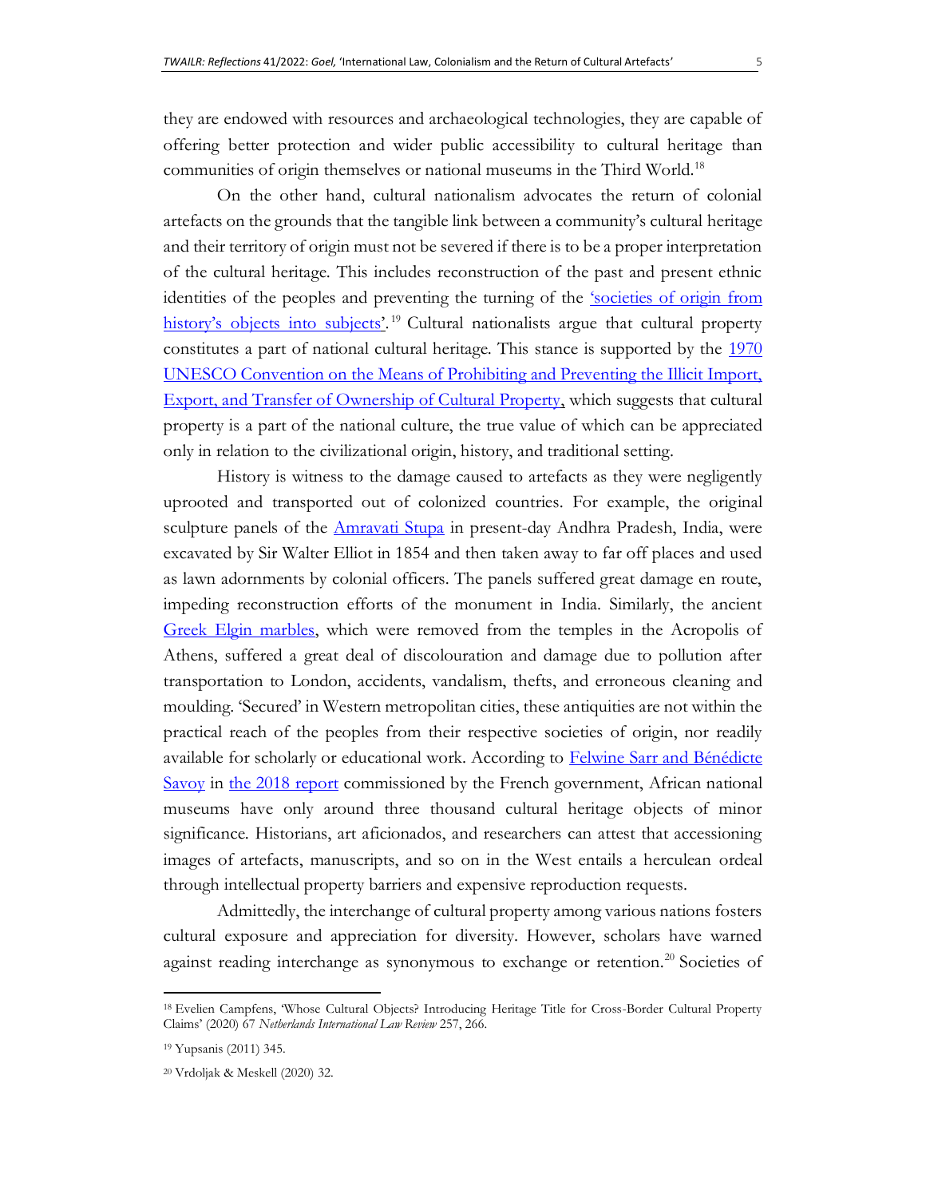they are endowed with resources and archaeological technologies, they are capable of offering better protection and wider public accessibility to cultural heritage than communities of origin themselves or national museums in the Third World.[18]

On the other hand, cultural nationalism advocates the return of colonial artefacts on the grounds that the tangible link between a community's cultural heritage and their territory of origin must not be severed if there is to be a proper interpretation of the cultural heritage. This includes reconstruction of the past and present ethnic identities of the peoples and preventing the turning of the 'societies of origin from history's objects into subjects'.[19] Cultural nationalists argue that cultural property constitutes a part of national cultural heritage. This stance is supported by the 1970 UNESCO Convention on the Means of Prohibiting and Preventing the Illicit Import, Export, and Transfer of Ownership of Cultural Property, which suggests that cultural property is a part of the national culture, the true value of which can be appreciated only in relation to the civilizational origin, history, and traditional setting.

History is witness to the damage caused to artefacts as they were negligently uprooted and transported out of colonized countries. For example, the original sculpture panels of the Amravati Stupa in present-day Andhra Pradesh, India, were excavated by Sir Walter Elliot in 1854 and then taken away to far off places and used as lawn adornments by colonial officers. The panels suffered great damage en route, impeding reconstruction efforts of the monument in India. Similarly, the ancient Greek Elgin marbles, which were removed from the temples in the Acropolis of Athens, suffered a great deal of discolouration and damage due to pollution after transportation to London, accidents, vandalism, thefts, and erroneous cleaning and moulding. 'Secured' in Western metropolitan cities, these antiquities are not within the practical reach of the peoples from their respective societies of origin, nor readily available for scholarly or educational work. According to Felwine Sarr and Bénédicte Savoy in the 2018 report commissioned by the French government, African national museums have only around three thousand cultural heritage objects of minor significance. Historians, art aficionados, and researchers can attest that accessioning images of artefacts, manuscripts, and so on in the West entails a herculean ordeal through intellectual property barriers and expensive reproduction requests.

Admittedly, the interchange of cultural property among various nations fosters cultural exposure and appreciation for diversity. However, scholars have warned against reading interchange as synonymous to exchange or retention.[20] Societies of

---

[18] Evelien Campfens, 'Whose Cultural Objects? Introducing Heritage Title for Cross-Border Cultural Property Claims' (2020) 67 *Netherlands International Law Review* 257, 266.

[19] Yupsanis (2011) 345.

[20] Vrdoljak & Meskell (2020) 32.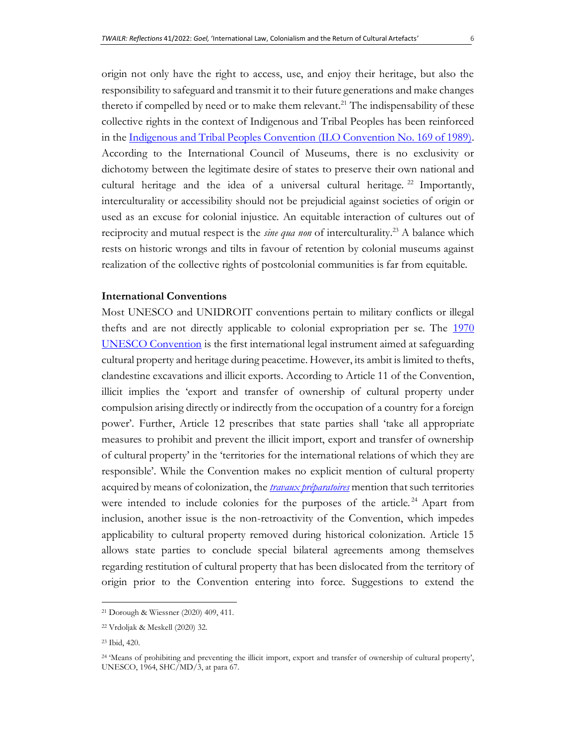origin not only have the right to access, use, and enjoy their heritage, but also the responsibility to safeguard and transmit it to their future generations and make changes thereto if compelled by need or to make them relevant.[21] The indispensability of these collective rights in the context of Indigenous and Tribal Peoples has been reinforced in the Indigenous and Tribal Peoples Convention (ILO Convention No. 169 of 1989). According to the International Council of Museums, there is no exclusivity or dichotomy between the legitimate desire of states to preserve their own national and cultural heritage and the idea of a universal cultural heritage.[22] Importantly, interculturality or accessibility should not be prejudicial against societies of origin or used as an excuse for colonial injustice. An equitable interaction of cultures out of reciprocity and mutual respect is the *sine qua non* of interculturality.[23] A balance which rests on historic wrongs and tilts in favour of retention by colonial museums against realization of the collective rights of postcolonial communities is far from equitable.

**International Conventions**

Most UNESCO and UNIDROIT conventions pertain to military conflicts or illegal thefts and are not directly applicable to colonial expropriation per se. The 1970 UNESCO Convention is the first international legal instrument aimed at safeguarding cultural property and heritage during peacetime. However, its ambit is limited to thefts, clandestine excavations and illicit exports. According to Article 11 of the Convention, illicit implies the 'export and transfer of ownership of cultural property under compulsion arising directly or indirectly from the occupation of a country for a foreign power'. Further, Article 12 prescribes that state parties shall 'take all appropriate measures to prohibit and prevent the illicit import, export and transfer of ownership of cultural property' in the 'territories for the international relations of which they are responsible'. While the Convention makes no explicit mention of cultural property acquired by means of colonization, the *travaux préparatoires* mention that such territories were intended to include colonies for the purposes of the article.[24] Apart from inclusion, another issue is the non-retroactivity of the Convention, which impedes applicability to cultural property removed during historical colonization. Article 15 allows state parties to conclude special bilateral agreements among themselves regarding restitution of cultural property that has been dislocated from the territory of origin prior to the Convention entering into force. Suggestions to extend the

---

[21] Dorough & Wiessner (2020) 409, 411.

[22] Vrdoljak & Meskell (2020) 32.

[23] Ibid, 420.

[24] 'Means of prohibiting and preventing the illicit import, export and transfer of ownership of cultural property', UNESCO, 1964, SHC/MD/3, at para 67.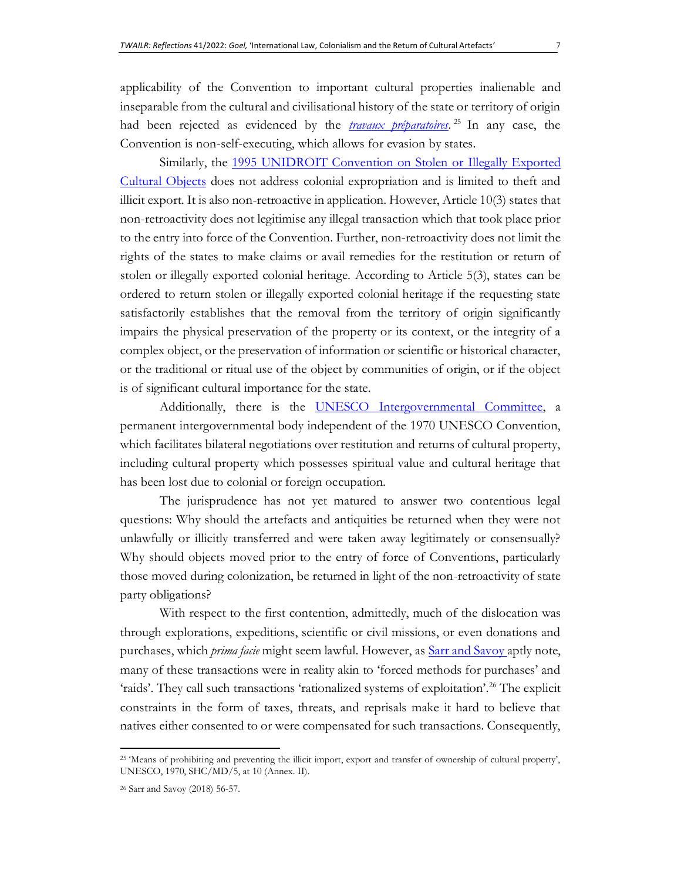applicability of the Convention to important cultural properties inalienable and inseparable from the cultural and civilisational history of the state or territory of origin had been rejected as evidenced by the *travaux préparatoires*.[25] In any case, the Convention is non-self-executing, which allows for evasion by states.

Similarly, the 1995 UNIDROIT Convention on Stolen or Illegally Exported Cultural Objects does not address colonial expropriation and is limited to theft and illicit export. It is also non-retroactive in application. However, Article 10(3) states that non-retroactivity does not legitimise any illegal transaction which that took place prior to the entry into force of the Convention. Further, non-retroactivity does not limit the rights of the states to make claims or avail remedies for the restitution or return of stolen or illegally exported colonial heritage. According to Article 5(3), states can be ordered to return stolen or illegally exported colonial heritage if the requesting state satisfactorily establishes that the removal from the territory of origin significantly impairs the physical preservation of the property or its context, or the integrity of a complex object, or the preservation of information or scientific or historical character, or the traditional or ritual use of the object by communities of origin, or if the object is of significant cultural importance for the state.

Additionally, there is the UNESCO Intergovernmental Committee, a permanent intergovernmental body independent of the 1970 UNESCO Convention, which facilitates bilateral negotiations over restitution and returns of cultural property, including cultural property which possesses spiritual value and cultural heritage that has been lost due to colonial or foreign occupation.

The jurisprudence has not yet matured to answer two contentious legal questions: Why should the artefacts and antiquities be returned when they were not unlawfully or illicitly transferred and were taken away legitimately or consensually? Why should objects moved prior to the entry of force of Conventions, particularly those moved during colonization, be returned in light of the non-retroactivity of state party obligations?

With respect to the first contention, admittedly, much of the dislocation was through explorations, expeditions, scientific or civil missions, or even donations and purchases, which *prima facie* might seem lawful. However, as Sarr and Savoy aptly note, many of these transactions were in reality akin to 'forced methods for purchases' and 'raids'. They call such transactions 'rationalized systems of exploitation'.[26] The explicit constraints in the form of taxes, threats, and reprisals make it hard to believe that natives either consented to or were compensated for such transactions. Consequently,

---

[25] 'Means of prohibiting and preventing the illicit import, export and transfer of ownership of cultural property', UNESCO, 1970, SHC/MD/5, at 10 (Annex. II).

[26] Sarr and Savoy (2018) 56-57.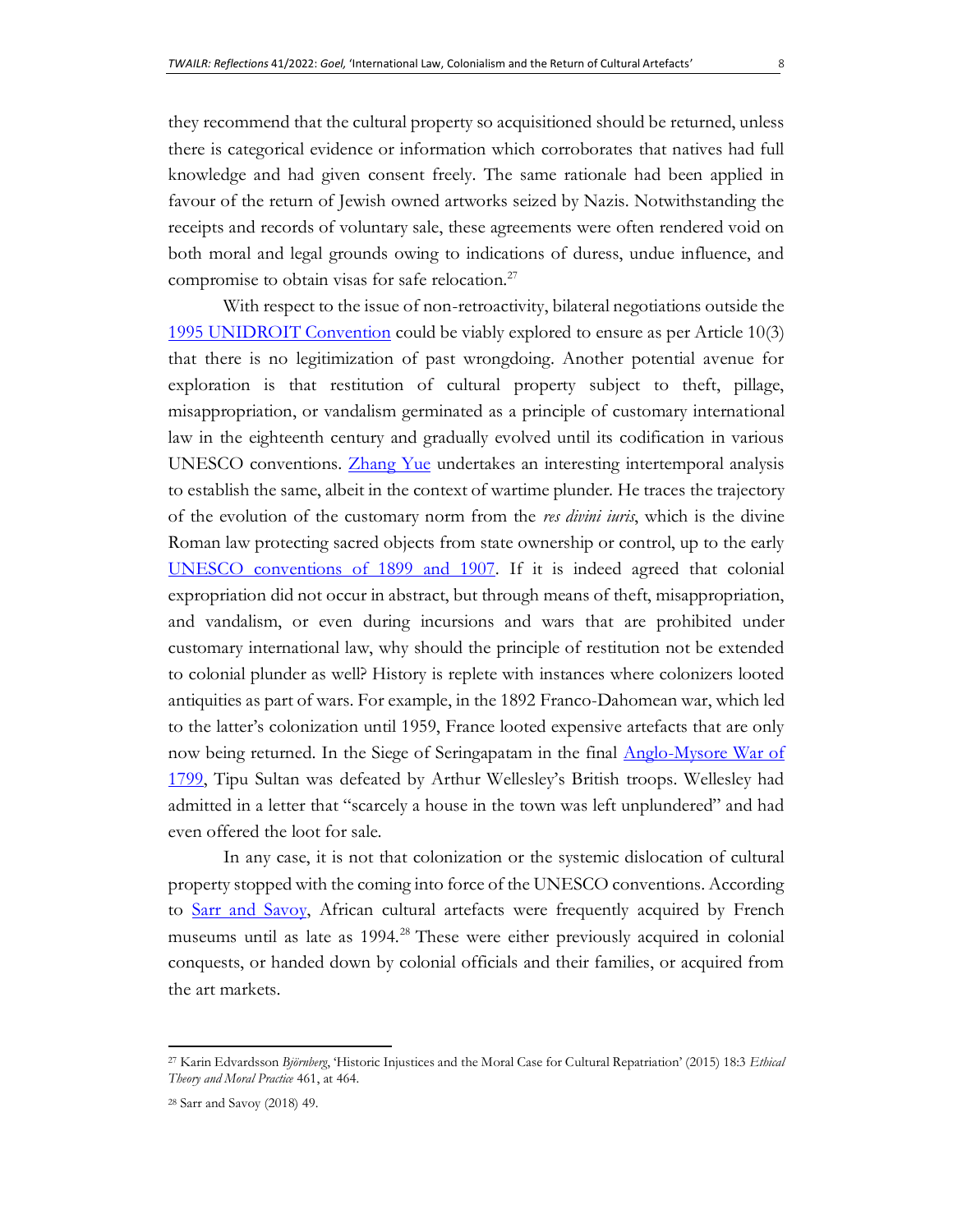they recommend that the cultural property so acquisitioned should be returned, unless there is categorical evidence or information which corroborates that natives had full knowledge and had given consent freely. The same rationale had been applied in favour of the return of Jewish owned artworks seized by Nazis. Notwithstanding the receipts and records of voluntary sale, these agreements were often rendered void on both moral and legal grounds owing to indications of duress, undue influence, and compromise to obtain visas for safe relocation.[27]

With respect to the issue of non-retroactivity, bilateral negotiations outside the 1995 UNIDROIT Convention could be viably explored to ensure as per Article 10(3) that there is no legitimization of past wrongdoing. Another potential avenue for exploration is that restitution of cultural property subject to theft, pillage, misappropriation, or vandalism germinated as a principle of customary international law in the eighteenth century and gradually evolved until its codification in various UNESCO conventions. Zhang Yue undertakes an interesting intertemporal analysis to establish the same, albeit in the context of wartime plunder. He traces the trajectory of the evolution of the customary norm from the *res divini iuris*, which is the divine Roman law protecting sacred objects from state ownership or control, up to the early UNESCO conventions of 1899 and 1907. If it is indeed agreed that colonial expropriation did not occur in abstract, but through means of theft, misappropriation, and vandalism, or even during incursions and wars that are prohibited under customary international law, why should the principle of restitution not be extended to colonial plunder as well? History is replete with instances where colonizers looted antiquities as part of wars. For example, in the 1892 Franco-Dahomean war, which led to the latter's colonization until 1959, France looted expensive artefacts that are only now being returned. In the Siege of Seringapatam in the final Anglo-Mysore War of 1799, Tipu Sultan was defeated by Arthur Wellesley's British troops. Wellesley had admitted in a letter that "scarcely a house in the town was left unplundered" and had even offered the loot for sale.

In any case, it is not that colonization or the systemic dislocation of cultural property stopped with the coming into force of the UNESCO conventions. According to Sarr and Savoy, African cultural artefacts were frequently acquired by French museums until as late as 1994.[28] These were either previously acquired in colonial conquests, or handed down by colonial officials and their families, or acquired from the art markets.

---

[27] Karin Edvardsson *Björnberg*, 'Historic Injustices and the Moral Case for Cultural Repatriation' (2015) 18:3 *Ethical Theory and Moral Practice* 461, at 464.

[28] Sarr and Savoy (2018) 49.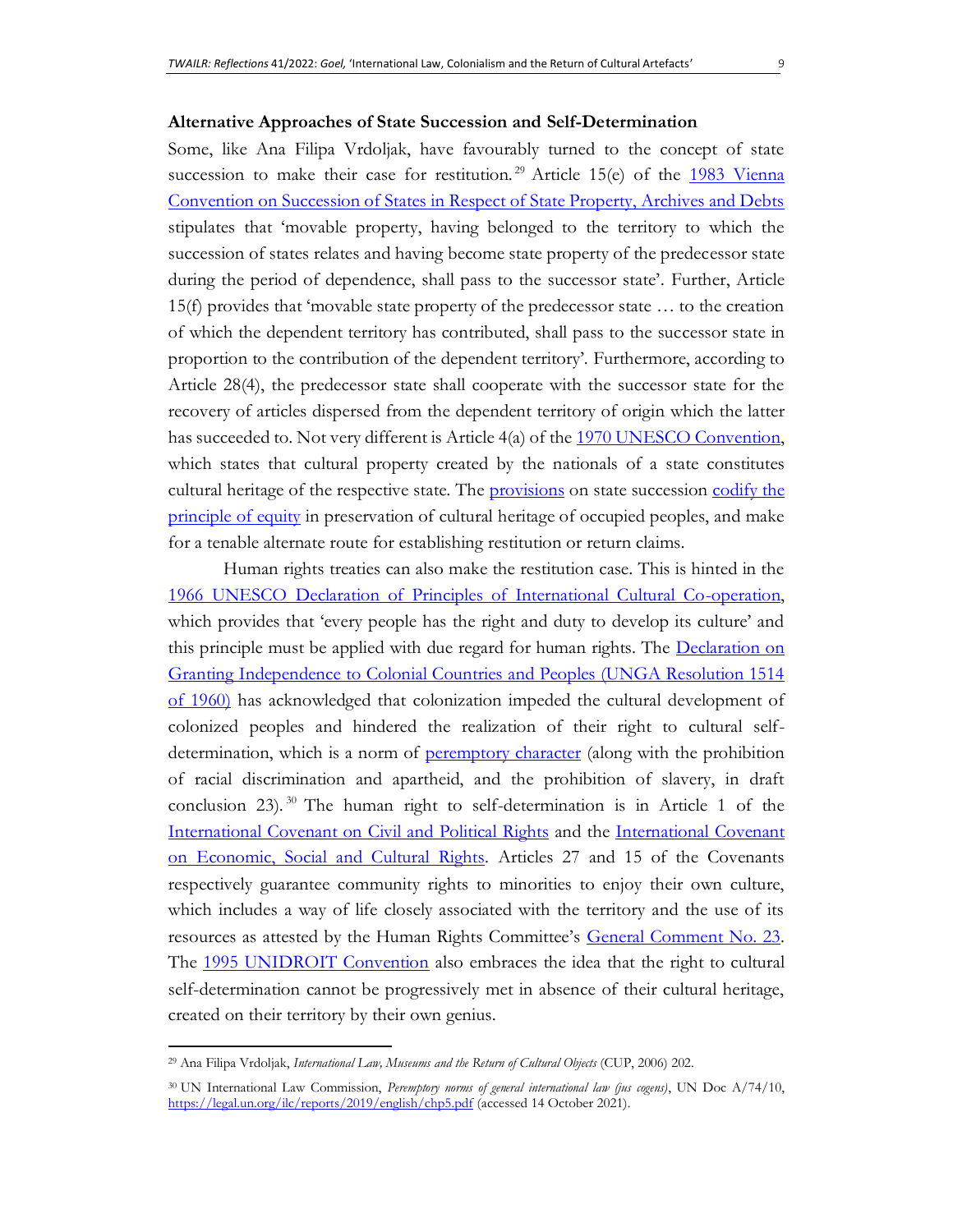**Alternative Approaches of State Succession and Self-Determination**

Some, like Ana Filipa Vrdoljak, have favourably turned to the concept of state succession to make their case for restitution.[29] Article 15(e) of the 1983 Vienna Convention on Succession of States in Respect of State Property, Archives and Debts stipulates that 'movable property, having belonged to the territory to which the succession of states relates and having become state property of the predecessor state during the period of dependence, shall pass to the successor state'. Further, Article 15(f) provides that 'movable state property of the predecessor state … to the creation of which the dependent territory has contributed, shall pass to the successor state in proportion to the contribution of the dependent territory'. Furthermore, according to Article 28(4), the predecessor state shall cooperate with the successor state for the recovery of articles dispersed from the dependent territory of origin which the latter has succeeded to. Not very different is Article 4(a) of the 1970 UNESCO Convention, which states that cultural property created by the nationals of a state constitutes cultural heritage of the respective state. The provisions on state succession codify the principle of equity in preservation of cultural heritage of occupied peoples, and make for a tenable alternate route for establishing restitution or return claims.

Human rights treaties can also make the restitution case. This is hinted in the 1966 UNESCO Declaration of Principles of International Cultural Co-operation, which provides that 'every people has the right and duty to develop its culture' and this principle must be applied with due regard for human rights. The Declaration on Granting Independence to Colonial Countries and Peoples (UNGA Resolution 1514 of 1960) has acknowledged that colonization impeded the cultural development of colonized peoples and hindered the realization of their right to cultural self-determination, which is a norm of peremptory character (along with the prohibition of racial discrimination and apartheid, and the prohibition of slavery, in draft conclusion 23).[30] The human right to self-determination is in Article 1 of the International Covenant on Civil and Political Rights and the International Covenant on Economic, Social and Cultural Rights. Articles 27 and 15 of the Covenants respectively guarantee community rights to minorities to enjoy their own culture, which includes a way of life closely associated with the territory and the use of its resources as attested by the Human Rights Committee's General Comment No. 23. The 1995 UNIDROIT Convention also embraces the idea that the right to cultural self-determination cannot be progressively met in absence of their cultural heritage, created on their territory by their own genius.

---

[29] Ana Filipa Vrdoljak, *International Law, Museums and the Return of Cultural Objects* (CUP, 2006) 202.

[30] UN International Law Commission, *Peremptory norms of general international law (jus cogens)*, UN Doc A/74/10, https://legal.un.org/ilc/reports/2019/english/chp5.pdf (accessed 14 October 2021).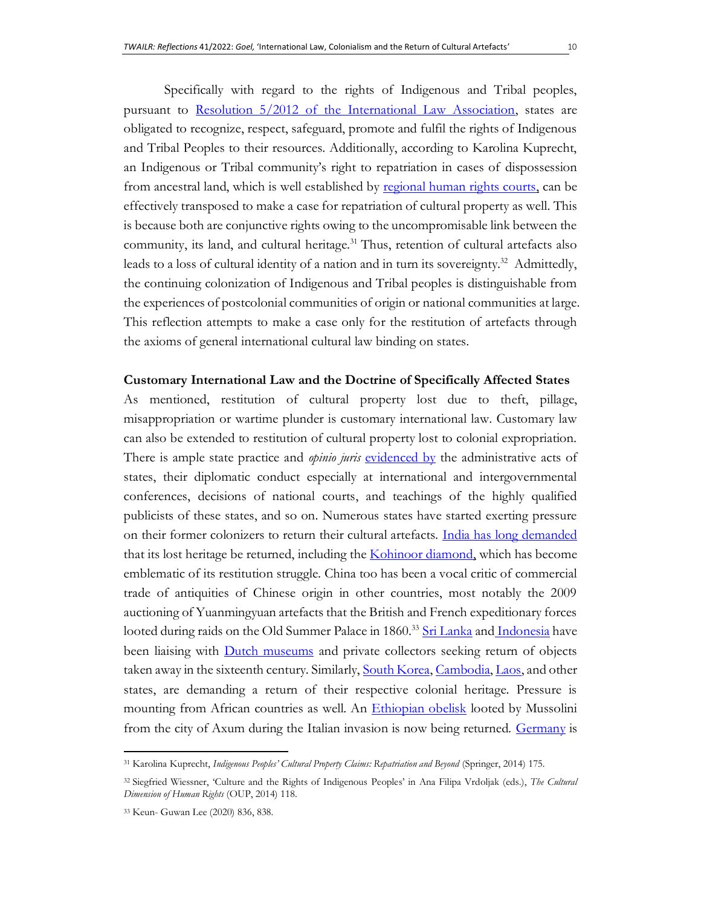Specifically with regard to the rights of Indigenous and Tribal peoples, pursuant to Resolution 5/2012 of the International Law Association, states are obligated to recognize, respect, safeguard, promote and fulfil the rights of Indigenous and Tribal Peoples to their resources. Additionally, according to Karolina Kuprecht, an Indigenous or Tribal community's right to repatriation in cases of dispossession from ancestral land, which is well established by regional human rights courts, can be effectively transposed to make a case for repatriation of cultural property as well. This is because both are conjunctive rights owing to the uncompromisable link between the community, its land, and cultural heritage.[31] Thus, retention of cultural artefacts also leads to a loss of cultural identity of a nation and in turn its sovereignty.[32] Admittedly, the continuing colonization of Indigenous and Tribal peoples is distinguishable from the experiences of postcolonial communities of origin or national communities at large. This reflection attempts to make a case only for the restitution of artefacts through the axioms of general international cultural law binding on states.

**Customary International Law and the Doctrine of Specifically Affected States**

As mentioned, restitution of cultural property lost due to theft, pillage, misappropriation or wartime plunder is customary international law. Customary law can also be extended to restitution of cultural property lost to colonial expropriation. There is ample state practice and *opinio juris* evidenced by the administrative acts of states, their diplomatic conduct especially at international and intergovernmental conferences, decisions of national courts, and teachings of the highly qualified publicists of these states, and so on. Numerous states have started exerting pressure on their former colonizers to return their cultural artefacts. India has long demanded that its lost heritage be returned, including the Kohinoor diamond, which has become emblematic of its restitution struggle. China too has been a vocal critic of commercial trade of antiquities of Chinese origin in other countries, most notably the 2009 auctioning of Yuanmingyuan artefacts that the British and French expeditionary forces looted during raids on the Old Summer Palace in 1860.[33] Sri Lanka and Indonesia have been liaising with Dutch museums and private collectors seeking return of objects taken away in the sixteenth century. Similarly, South Korea, Cambodia, Laos, and other states, are demanding a return of their respective colonial heritage. Pressure is mounting from African countries as well. An Ethiopian obelisk looted by Mussolini from the city of Axum during the Italian invasion is now being returned. Germany is

[31] Karolina Kuprecht, *Indigenous Peoples' Cultural Property Claims: Repatriation and Beyond* (Springer, 2014) 175.

[32] Siegfried Wiessner, 'Culture and the Rights of Indigenous Peoples' in Ana Filipa Vrdoljak (eds.), *The Cultural Dimension of Human Rights* (OUP, 2014) 118.

[33] Keun- Guwan Lee (2020) 836, 838.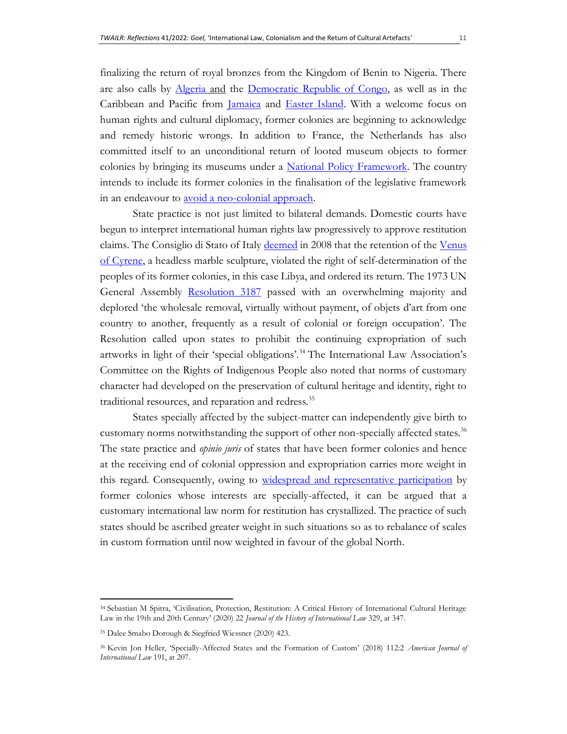finalizing the return of royal bronzes from the Kingdom of Benin to Nigeria. There are also calls by Algeria and the Democratic Republic of Congo, as well as in the Caribbean and Pacific from Jamaica and Easter Island. With a welcome focus on human rights and cultural diplomacy, former colonies are beginning to acknowledge and remedy historic wrongs. In addition to France, the Netherlands has also committed itself to an unconditional return of looted museum objects to former colonies by bringing its museums under a National Policy Framework. The country intends to include its former colonies in the finalisation of the legislative framework in an endeavour to avoid a neo-colonial approach.

State practice is not just limited to bilateral demands. Domestic courts have begun to interpret international human rights law progressively to approve restitution claims. The Consiglio di Stato of Italy deemed in 2008 that the retention of the Venus of Cyrene, a headless marble sculpture, violated the right of self-determination of the peoples of its former colonies, in this case Libya, and ordered its return. The 1973 UN General Assembly Resolution 3187 passed with an overwhelming majority and deplored 'the wholesale removal, virtually without payment, of objets d'art from one country to another, frequently as a result of colonial or foreign occupation'. The Resolution called upon states to prohibit the continuing expropriation of such artworks in light of their 'special obligations'.[34] The International Law Association's Committee on the Rights of Indigenous People also noted that norms of customary character had developed on the preservation of cultural heritage and identity, right to traditional resources, and reparation and redress.[35]

States specially affected by the subject-matter can independently give birth to customary norms notwithstanding the support of other non-specially affected states.[36] The state practice and *opinio juris* of states that have been former colonies and hence at the receiving end of colonial oppression and expropriation carries more weight in this regard. Consequently, owing to widespread and representative participation by former colonies whose interests are specially-affected, it can be argued that a customary international law norm for restitution has crystallized. The practice of such states should be ascribed greater weight in such situations so as to rebalance of scales in custom formation until now weighted in favour of the global North.

---

[34] Sebastian M Spitra, 'Civilisation, Protection, Restitution: A Critical History of International Cultural Heritage Law in the 19th and 20th Century' (2020) 22 *Journal of the History of International Law* 329, at 347.

[35] Dalee Smabo Dorough & Siegfried Wiessner (2020) 423.

[36] Kevin Jon Heller, 'Specially-Affected States and the Formation of Custom' (2018) 112:2 *American Journal of International Law* 191, at 207.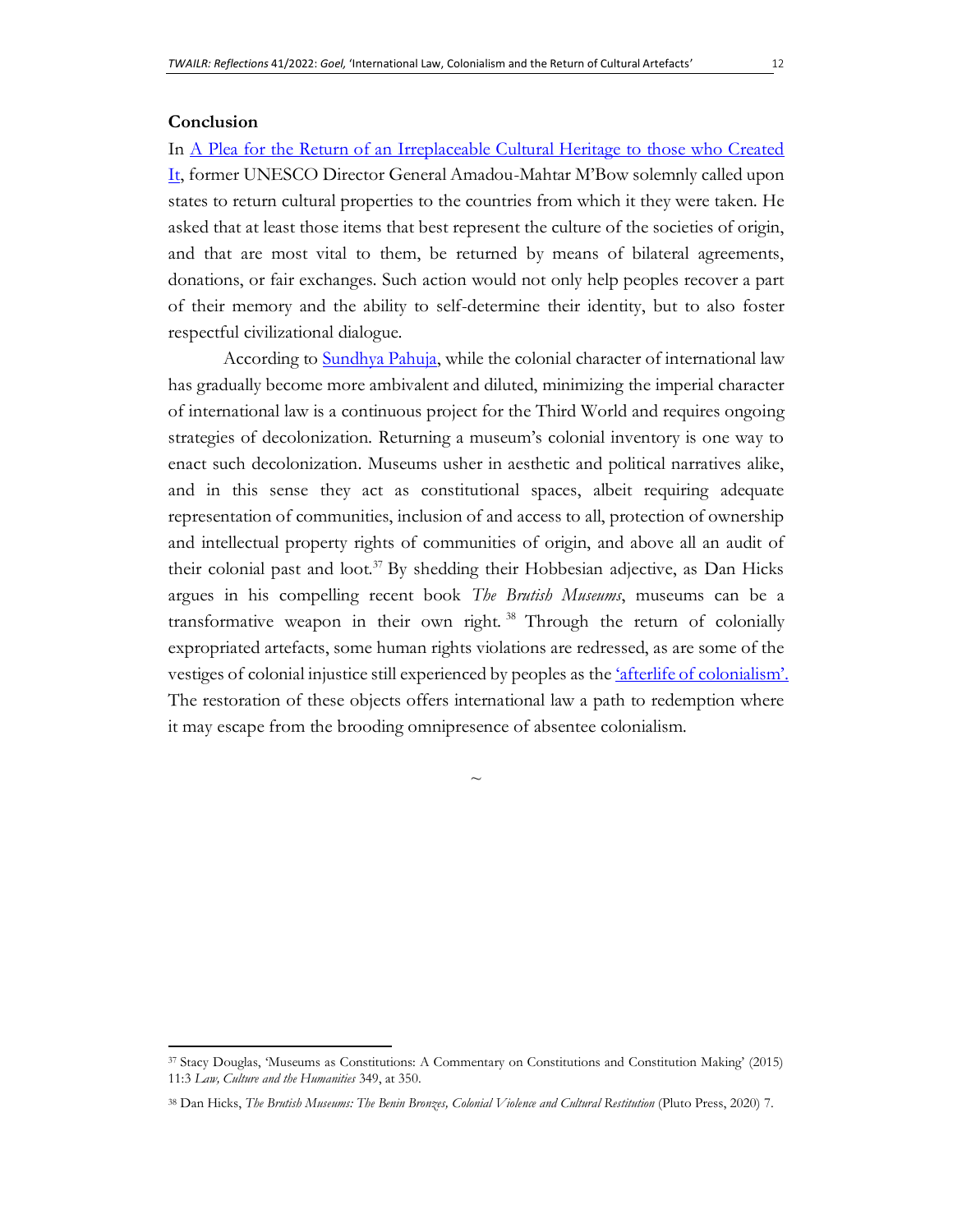**Conclusion**

In A Plea for the Return of an Irreplaceable Cultural Heritage to those who Created It, former UNESCO Director General Amadou-Mahtar M'Bow solemnly called upon states to return cultural properties to the countries from which it they were taken. He asked that at least those items that best represent the culture of the societies of origin, and that are most vital to them, be returned by means of bilateral agreements, donations, or fair exchanges. Such action would not only help peoples recover a part of their memory and the ability to self-determine their identity, but to also foster respectful civilizational dialogue.

According to Sundhya Pahuja, while the colonial character of international law has gradually become more ambivalent and diluted, minimizing the imperial character of international law is a continuous project for the Third World and requires ongoing strategies of decolonization. Returning a museum's colonial inventory is one way to enact such decolonization. Museums usher in aesthetic and political narratives alike, and in this sense they act as constitutional spaces, albeit requiring adequate representation of communities, inclusion of and access to all, protection of ownership and intellectual property rights of communities of origin, and above all an audit of their colonial past and loot.[37] By shedding their Hobbesian adjective, as Dan Hicks argues in his compelling recent book *The Brutish Museums*, museums can be a transformative weapon in their own right.[38] Through the return of colonially expropriated artefacts, some human rights violations are redressed, as are some of the vestiges of colonial injustice still experienced by peoples as the 'afterlife of colonialism'. The restoration of these objects offers international law a path to redemption where it may escape from the brooding omnipresence of absentee colonialism.

~

---

[37] Stacy Douglas, 'Museums as Constitutions: A Commentary on Constitutions and Constitution Making' (2015) 11:3 *Law, Culture and the Humanities* 349, at 350.

[38] Dan Hicks, *The Brutish Museums: The Benin Bronzes, Colonial Violence and Cultural Restitution* (Pluto Press, 2020) 7.